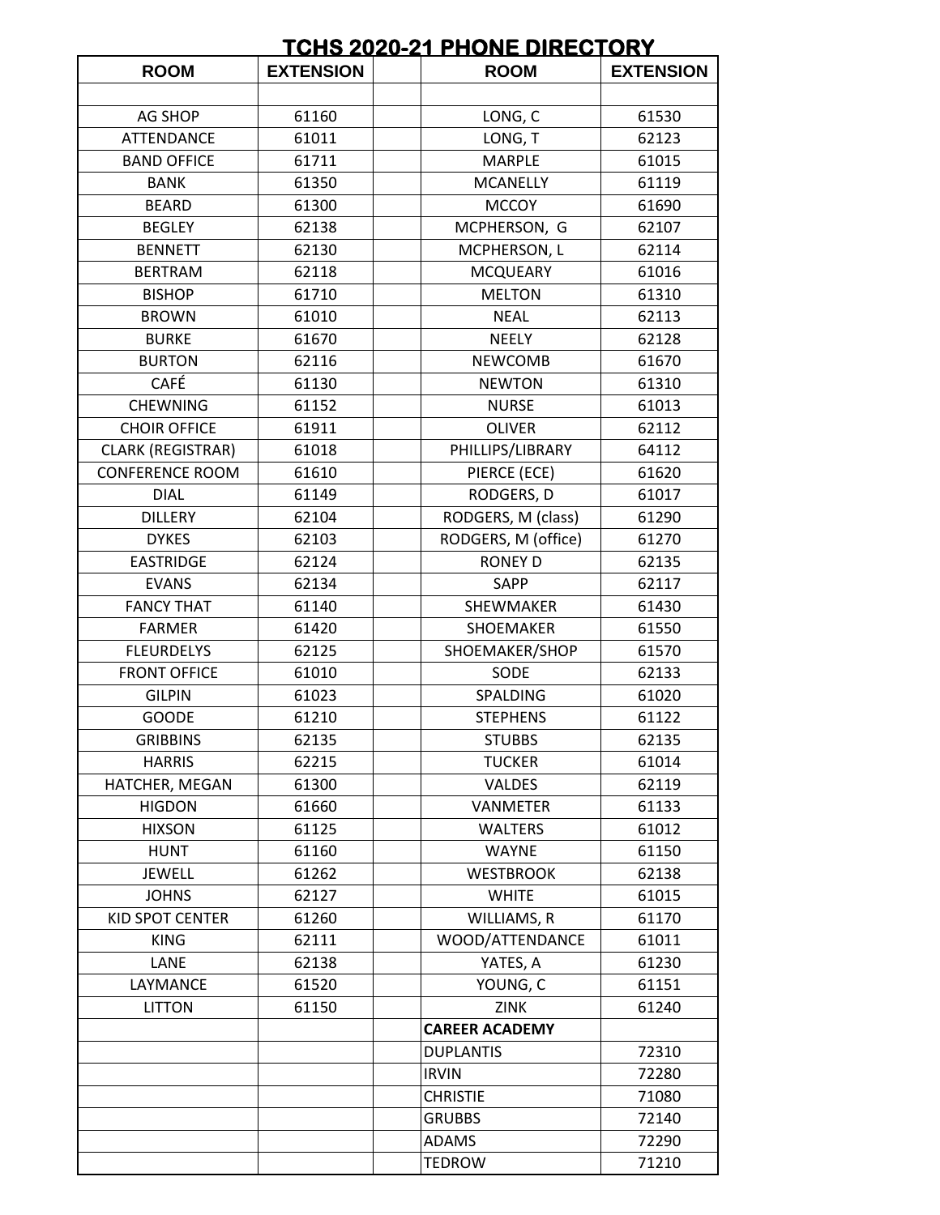# TCHS 2020-21 PHONE DIRECTORY

| ROOM | EXTENSION | | ROOM | EXTENSION |
|---|---|---|---|---|
| | | | | |
| AG SHOP | 61160 | | LONG, C | 61530 |
| ATTENDANCE | 61011 | | LONG, T | 62123 |
| BAND OFFICE | 61711 | | MARPLE | 61015 |
| BANK | 61350 | | MCANELLY | 61119 |
| BEARD | 61300 | | MCCOY | 61690 |
| BEGLEY | 62138 | | MCPHERSON, G | 62107 |
| BENNETT | 62130 | | MCPHERSON, L | 62114 |
| BERTRAM | 62118 | | MCQUEARY | 61016 |
| BISHOP | 61710 | | MELTON | 61310 |
| BROWN | 61010 | | NEAL | 62113 |
| BURKE | 61670 | | NEELY | 62128 |
| BURTON | 62116 | | NEWCOMB | 61670 |
| CAFÉ | 61130 | | NEWTON | 61310 |
| CHEWNING | 61152 | | NURSE | 61013 |
| CHOIR OFFICE | 61911 | | OLIVER | 62112 |
| CLARK (REGISTRAR) | 61018 | | PHILLIPS/LIBRARY | 64112 |
| CONFERENCE ROOM | 61610 | | PIERCE (ECE) | 61620 |
| DIAL | 61149 | | RODGERS, D | 61017 |
| DILLERY | 62104 | | RODGERS, M (class) | 61290 |
| DYKES | 62103 | | RODGERS, M (office) | 61270 |
| EASTRIDGE | 62124 | | RONEY D | 62135 |
| EVANS | 62134 | | SAPP | 62117 |
| FANCY THAT | 61140 | | SHEWMAKER | 61430 |
| FARMER | 61420 | | SHOEMAKER | 61550 |
| FLEURDELYS | 62125 | | SHOEMAKER/SHOP | 61570 |
| FRONT OFFICE | 61010 | | SODE | 62133 |
| GILPIN | 61023 | | SPALDING | 61020 |
| GOODE | 61210 | | STEPHENS | 61122 |
| GRIBBINS | 62135 | | STUBBS | 62135 |
| HARRIS | 62215 | | TUCKER | 61014 |
| HATCHER, MEGAN | 61300 | | VALDES | 62119 |
| HIGDON | 61660 | | VANMETER | 61133 |
| HIXSON | 61125 | | WALTERS | 61012 |
| HUNT | 61160 | | WAYNE | 61150 |
| JEWELL | 61262 | | WESTBROOK | 62138 |
| JOHNS | 62127 | | WHITE | 61015 |
| KID SPOT CENTER | 61260 | | WILLIAMS, R | 61170 |
| KING | 62111 | | WOOD/ATTENDANCE | 61011 |
| LANE | 62138 | | YATES, A | 61230 |
| LAYMANCE | 61520 | | YOUNG, C | 61151 |
| LITTON | 61150 | | ZINK | 61240 |
| | | | **CAREER ACADEMY** | |
| | | | DUPLANTIS | 72310 |
| | | | IRVIN | 72280 |
| | | | CHRISTIE | 71080 |
| | | | GRUBBS | 72140 |
| | | | ADAMS | 72290 |
| | | | TEDROW | 71210 |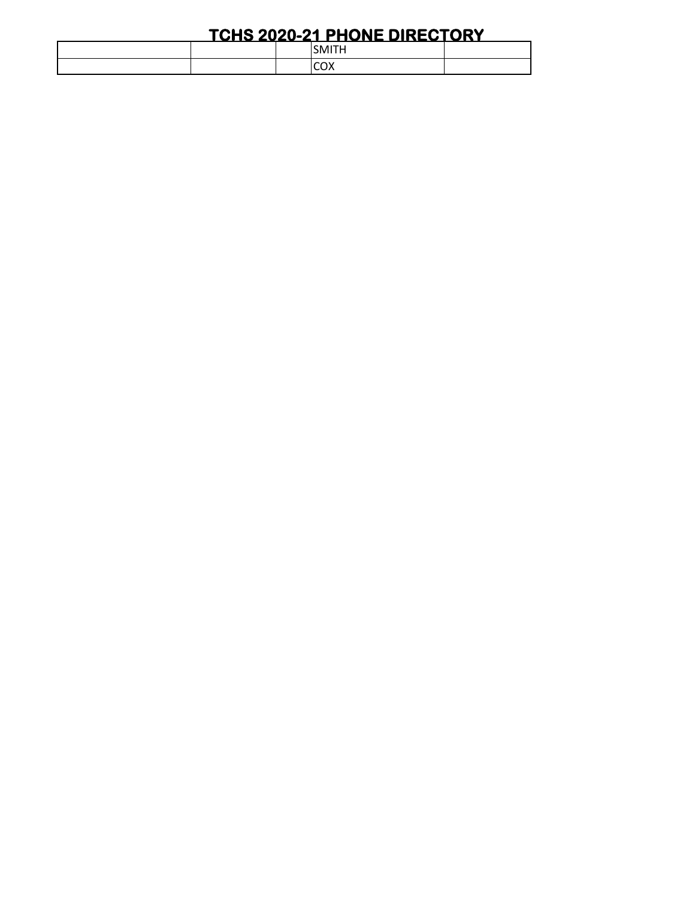# TCHS 2020-21 PHONE DIRECTORY

| | | | | |
|---|---|---|---|---|
| | | | SMITH | |
| | | | COX | |